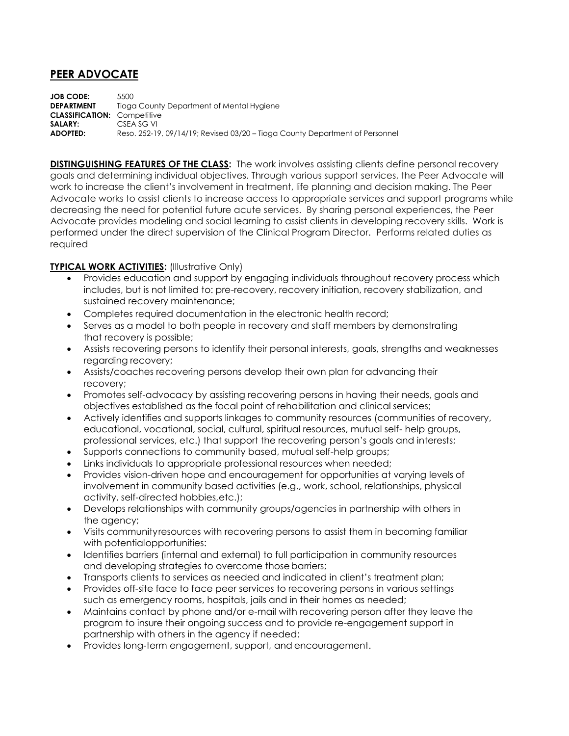# PEER ADVOCATE

**JOB CODE:** 5500
**DEPARTMENT** Tioga County Department of Mental Hygiene
**CLASSIFICATION:** Competitive
**SALARY:** CSEA SG VI
**ADOPTED:** Reso. 252-19, 09/14/19; Revised 03/20 – Tioga County Department of Personnel

**DISTINGUISHING FEATURES OF THE CLASS:** The work involves assisting clients define personal recovery goals and determining individual objectives. Through various support services, the Peer Advocate will work to increase the client's involvement in treatment, life planning and decision making. The Peer Advocate works to assist clients to increase access to appropriate services and support programs while decreasing the need for potential future acute services. By sharing personal experiences, the Peer Advocate provides modeling and social learning to assist clients in developing recovery skills. Work is performed under the direct supervision of the Clinical Program Director. Performs related duties as required

**TYPICAL WORK ACTIVITIES:** (Illustrative Only)

- Provides education and support by engaging individuals throughout recovery process which includes, but is not limited to: pre-recovery, recovery initiation, recovery stabilization, and sustained recovery maintenance;
- Completes required documentation in the electronic health record;
- Serves as a model to both people in recovery and staff members by demonstrating that recovery is possible;
- Assists recovering persons to identify their personal interests, goals, strengths and weaknesses regarding recovery;
- Assists/coaches recovering persons develop their own plan for advancing their recovery;
- Promotes self-advocacy by assisting recovering persons in having their needs, goals and objectives established as the focal point of rehabilitation and clinical services;
- Actively identifies and supports linkages to community resources (communities of recovery, educational, vocational, social, cultural, spiritual resources, mutual self- help groups, professional services, etc.) that support the recovering person's goals and interests;
- Supports connections to community based, mutual self-help groups;
- Links individuals to appropriate professional resources when needed;
- Provides vision-driven hope and encouragement for opportunities at varying levels of involvement in community based activities (e.g., work, school, relationships, physical activity, self-directed hobbies,etc.);
- Develops relationships with community groups/agencies in partnership with others in the agency;
- Visits communityresources with recovering persons to assist them in becoming familiar with potentialopportunities:
- Identifies barriers (internal and external) to full participation in community resources and developing strategies to overcome those barriers;
- Transports clients to services as needed and indicated in client's treatment plan;
- Provides off-site face to face peer services to recovering persons in various settings such as emergency rooms, hospitals, jails and in their homes as needed;
- Maintains contact by phone and/or e-mail with recovering person after they leave the program to insure their ongoing success and to provide re-engagement support in partnership with others in the agency if needed:
- Provides long-term engagement, support, and encouragement.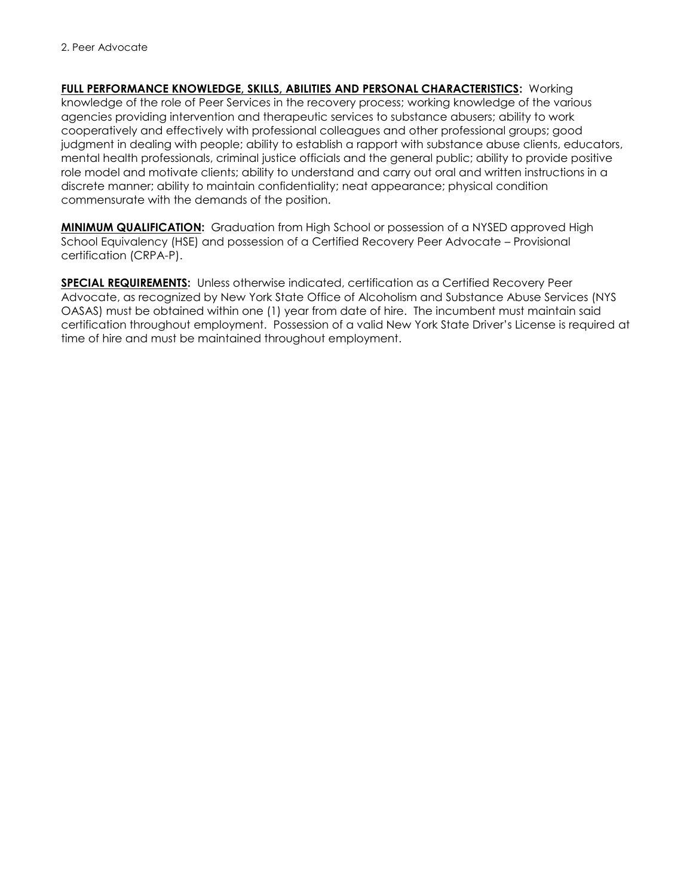**FULL PERFORMANCE KNOWLEDGE, SKILLS, ABILITIES AND PERSONAL CHARACTERISTICS:** Working knowledge of the role of Peer Services in the recovery process; working knowledge of the various agencies providing intervention and therapeutic services to substance abusers; ability to work cooperatively and effectively with professional colleagues and other professional groups; good judgment in dealing with people; ability to establish a rapport with substance abuse clients, educators, mental health professionals, criminal justice officials and the general public; ability to provide positive role model and motivate clients; ability to understand and carry out oral and written instructions in a discrete manner; ability to maintain confidentiality; neat appearance; physical condition commensurate with the demands of the position.

**MINIMUM QUALIFICATION:** Graduation from High School or possession of a NYSED approved High School Equivalency (HSE) and possession of a Certified Recovery Peer Advocate – Provisional certification (CRPA-P).

**SPECIAL REQUIREMENTS:** Unless otherwise indicated, certification as a Certified Recovery Peer Advocate, as recognized by New York State Office of Alcoholism and Substance Abuse Services (NYS OASAS) must be obtained within one (1) year from date of hire. The incumbent must maintain said certification throughout employment. Possession of a valid New York State Driver's License is required at time of hire and must be maintained throughout employment.